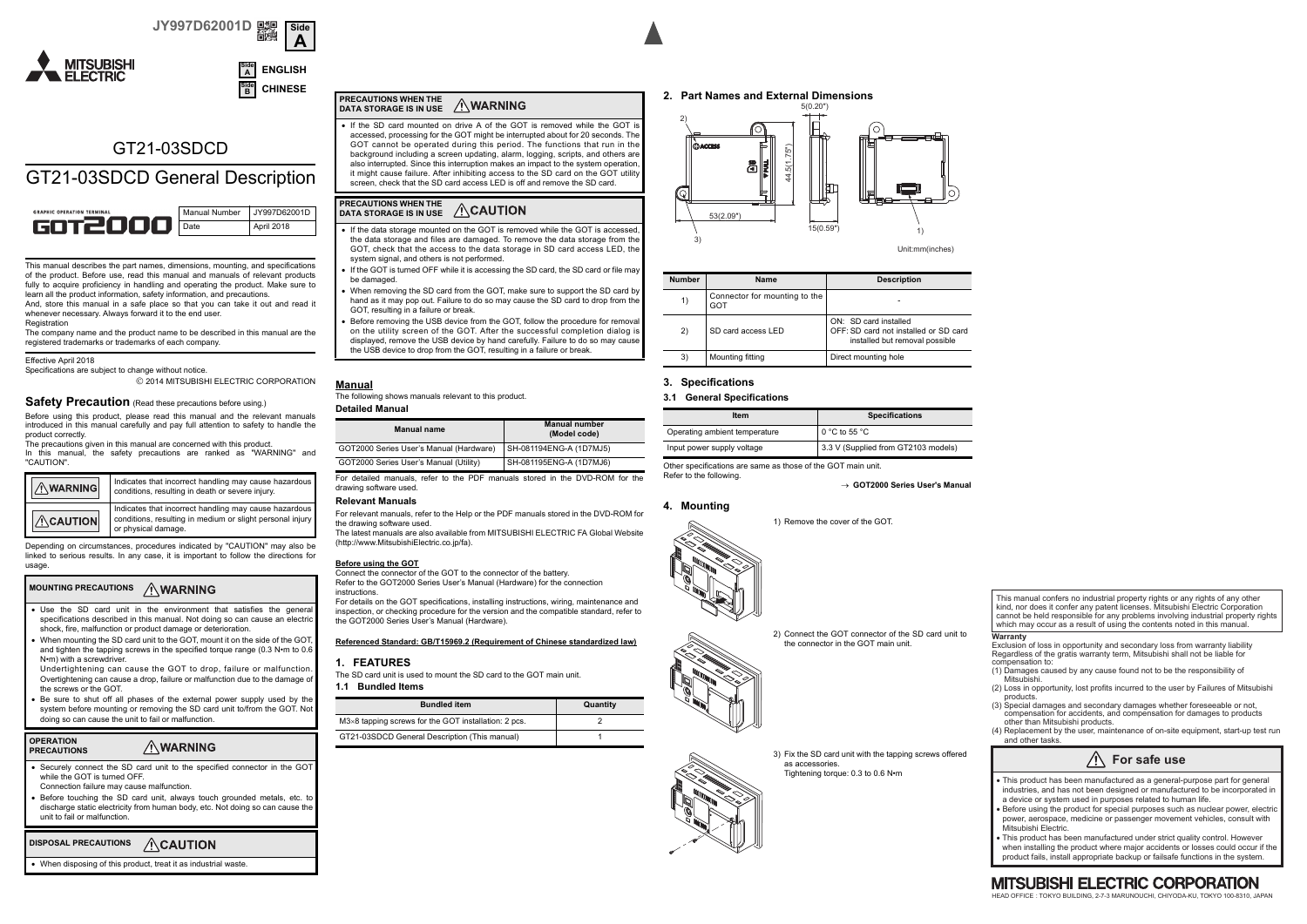JY997D62001D

Side A ENGLISH
Side B CHINESE

# GT21-03SDCD

# GT21-03SDCD General Description

| Manual Number | JY997D62001D |
|---|---|
| Date | April 2018 |

This manual describes the part names, dimensions, mounting, and specifications of the product. Before use, read this manual and manuals of relevant products fully to acquire proficiency in handling and operating the product. Make sure to learn all the product information, safety information, and precautions.

And, store this manual in a safe place so that you can take it out and read it whenever necessary. Always forward it to the end user.

Registration

The company name and the product name to be described in this manual are the registered trademarks or trademarks of each company.

Effective April 2018

Specifications are subject to change without notice.

© 2014 MITSUBISHI ELECTRIC CORPORATION

## Safety Precaution (Read these precautions before using.)

Before using this product, please read this manual and the relevant manuals introduced in this manual carefully and pay full attention to safety to handle the product correctly.

The precautions given in this manual are concerned with this product.

In this manual, the safety precautions are ranked as "WARNING" and "CAUTION".

| | |
|---|---|
| ⚠WARNING | Indicates that incorrect handling may cause hazardous conditions, resulting in death or severe injury. |
| ⚠CAUTION | Indicates that incorrect handling may cause hazardous conditions, resulting in medium or slight personal injury or physical damage. |

Depending on circumstances, procedures indicated by "CAUTION" may also be linked to serious results. In any case, it is important to follow the directions for usage.

### MOUNTING PRECAUTIONS ⚠WARNING

- Use the SD card unit in the environment that satisfies the general specifications described in this manual. Not doing so can cause an electric shock, fire, malfunction or product damage or deterioration.
- When mounting the SD card unit to the GOT, mount it on the side of the GOT, and tighten the tapping screws in the specified torque range (0.3 N•m to 0.6 N•m) with a screwdriver.
  Undertightening can cause the GOT to drop, failure or malfunction. Overtightening can cause a drop, failure or malfunction due to the damage of the screws or the GOT.
- Be sure to shut off all phases of the external power supply used by the system before mounting or removing the SD card unit to/from the GOT. Not doing so can cause the unit to fail or malfunction.

### OPERATION PRECAUTIONS ⚠WARNING

- Securely connect the SD card unit to the specified connector in the GOT while the GOT is turned OFF.
  Connection failure may cause malfunction.
- Before touching the SD card unit, always touch grounded metals, etc. to discharge static electricity from human body, etc. Not doing so can cause the unit to fail or malfunction.

### DISPOSAL PRECAUTIONS ⚠CAUTION

- When disposing of this product, treat it as industrial waste.

### PRECAUTIONS WHEN THE DATA STORAGE IS IN USE ⚠WARNING

- If the SD card mounted on drive A of the GOT is removed while the GOT is accessed, processing for the GOT might be interrupted about for 20 seconds. The GOT cannot be operated during this period. The functions that run in the background including a screen updating, alarm, logging, scripts, and others are also interrupted. Since this interruption makes an impact to the system operation, it might cause failure. After inhibiting access to the SD card on the GOT utility screen, check that the SD card access LED is off and remove the SD card.

### PRECAUTIONS WHEN THE DATA STORAGE IS IN USE ⚠CAUTION

- If the data storage mounted on the GOT is removed while the GOT is accessed, the data storage and files are damaged. To remove the data storage from the GOT, check that the access to the data storage in SD card access LED, the system signal, and others is not performed.
- If the GOT is turned OFF while it is accessing the SD card, the SD card or file may be damaged.
- When removing the SD card from the GOT, make sure to support the SD card by hand as it may pop out. Failure to do so may cause the SD card to drop from the GOT, resulting in a failure or break.
- Before removing the USB device from the GOT, follow the procedure for removal on the utility screen of the GOT. After the successful completion dialog is displayed, remove the USB device by hand carefully. Failure to do so may cause the USB device to drop from the GOT, resulting in a failure or break.

## Manual

The following shows manuals relevant to this product.

**Detailed Manual**

| Manual name | Manual number (Model code) |
|---|---|
| GOT2000 Series User's Manual (Hardware) | SH-081194ENG-A (1D7MJ5) |
| GOT2000 Series User's Manual (Utility) | SH-081195ENG-A (1D7MJ6) |

For detailed manuals, refer to the PDF manuals stored in the DVD-ROM for the drawing software used.

**Relevant Manuals**

For relevant manuals, refer to the Help or the PDF manuals stored in the DVD-ROM for the drawing software used.

The latest manuals are also available from MITSUBISHI ELECTRIC FA Global Website (http://www.MitsubishiElectric.co.jp/fa).

**Before using the GOT**

Connect the connector of the GOT to the connector of the battery.

Refer to the GOT2000 Series User's Manual (Hardware) for the connection instructions.

For details on the GOT specifications, installing instructions, wiring, maintenance and inspection, or checking procedure for the version and the compatible standard, refer to the GOT2000 Series User's Manual (Hardware).

**Referenced Standard: GB/T15969.2 (Requirement of Chinese standardized law)**

## 1. FEATURES

The SD card unit is used to mount the SD card to the GOT main unit.

### 1.1 Bundled Items

| Bundled item | Quantity |
|---|---|
| M3×8 tapping screws for the GOT installation: 2 pcs. | 2 |
| GT21-03SDCD General Description (This manual) | 1 |

## 2. Part Names and External Dimensions

5(0.20"), 44.5(1.75"), 53(2.09"), 15(0.59")

Unit:mm(inches)

| Number | Name | Description |
|---|---|---|
| 1) | Connector for mounting to the GOT | - |
| 2) | SD card access LED | ON: SD card installed<br>OFF: SD card not installed or SD card installed but removal possible |
| 3) | Mounting fitting | Direct mounting hole |

## 3. Specifications

### 3.1 General Specifications

| Item | Specifications |
|---|---|
| Operating ambient temperature | 0 °C to 55 °C |
| Input power supply voltage | 3.3 V (Supplied from GT2103 models) |

Other specifications are same as those of the GOT main unit.

Refer to the following.

→ **GOT2000 Series User's Manual**

## 4. Mounting

1) Remove the cover of the GOT.

2) Connect the GOT connector of the SD card unit to the connector in the GOT main unit.

3) Fix the SD card unit with the tapping screws offered as accessories.
Tightening torque: 0.3 to 0.6 N•m

This manual confers no industrial property rights or any rights of any other kind, nor does it confer any patent licenses. Mitsubishi Electric Corporation cannot be held responsible for any problems involving industrial property rights which may occur as a result of using the contents noted in this manual.

**Warranty**

Exclusion of loss in opportunity and secondary loss from warranty liability
Regardless of the gratis warranty term, Mitsubishi shall not be liable for compensation to:

(1) Damages caused by any cause found not to be the responsibility of Mitsubishi.
(2) Loss in opportunity, lost profits incurred to the user by Failures of Mitsubishi products.
(3) Special damages and secondary damages whether foreseeable or not, compensation for accidents, and compensation for damages to products other than Mitsubishi products.
(4) Replacement by the user, maintenance of on-site equipment, start-up test run and other tasks.

### ⚠ For safe use

- This product has been manufactured as a general-purpose part for general industries, and has not been designed or manufactured to be incorporated in a device or system used in purposes related to human life.
- Before using the product for special purposes such as nuclear power, electric power, aerospace, medicine or passenger movement vehicles, consult with Mitsubishi Electric.
- This product has been manufactured under strict quality control. However when installing the product where major accidents or losses could occur if the product fails, install appropriate backup or failsafe functions in the system.

**MITSUBISHI ELECTRIC CORPORATION**

HEAD OFFICE : TOKYO BUILDING, 2-7-3 MARUNOUCHI, CHIYODA-KU, TOKYO 100-8310, JAPAN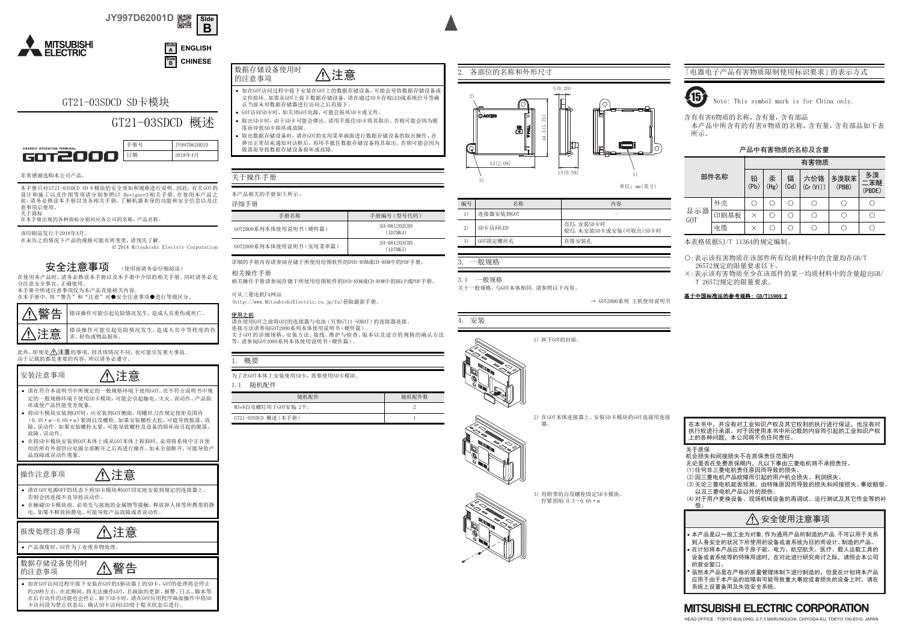JY997D62001D

Side B

MITSUBISHI ELECTRIC

Side A ENGLISH

Side B CHINESE

# GT21-03SDCD SD卡模块

# GT21-03SDCD 概述

GRAPHIC OPERATION TERMINAL GOT2000

| 手册号 | JY997D62001D |
|---|---|
| 日期 | 2018年4月 |

非常感谢选购本公司产品。

本手册只对GT21-03SDCD SD卡模块的安全须知和规格进行说明。因此，有关GOT的设计和施工以及作图等项请分别参照GT Designer3相关手册。在使用本产品之前，请务必熟读本手册以及各相关手册，了解机器本身的功能和安全信息以及注意事项后使用。
关于商标
在本手册出现的各种商标分别对应各公司的名称，产品名称。

该印刷品发行于2018年4月。
在未告之的情况下产品的规格可能有所变更，请预先了解。
© 2014 Mitsubishi Electric Corporation

## 安全注意事项 （使用前请务必仔细阅读）

在使用本产品时，请务必熟读本手册以及本手册中介绍的相关手册。同时请务必充分注意安全事宜，正确使用。
本手册中所述注意事项仅为本产品直接相关内容。
在本手册中，用"警告"和"注意"对●安全注意事项●进行等级区分。

| | |
|---|---|
| ⚠警告 | 错误操作可能引起危险情况发生，造成人员重伤或死亡。 |
| ⚠注意 | 错误操作可能引起危险情况发生，造成人员中等程度的伤害、轻伤或物品损坏。 |

此外，即使是⚠注意的事项，因具体情况不同，也可能引发重大事故。
由于记载的都是重要的内容，所以请务必遵守。

### 安装注意事项 ⚠注意

- 请在符合本说明书中所规定的一般规格环境下使用GOT。在不符合说明书中规定的一般规格环境下使用SD卡模块，可能会引起触电、火灾、误动作、产品损坏或使产品性能变差现象。
- 将SD卡模块安装到GOT时，应安装到GOT侧面，用螺丝刀在规定扭矩范围内（0.3N・m～0.6N・m）紧固自攻螺钉。如果安装螺钉太松，可能导致脱落、故障、误动作。如果安装螺钉太紧，可能导致螺丝及设备的损坏而引起的脱落、故障、误动作。
- 在将SD卡模块安装到GOT本体上或从GOT本体上拆卸时，必须将系统中正在使用的所有外部供应电源全部断开之后再进行操作。如未全部断开，可能导致产品故障或误动作现象。

### 操作注意事项 ⚠注意

- 请在GOT电源OFF的状态下将SD卡模块和GOT切实地安装到规定的连接器上，否则会因连接不良导致误动作。
- 在触碰SD卡模块前，必须先与接地的金属物等接触，释放掉人体等所携带的静电。如果不释放掉静电，可能导致产品故障或者误动作。

### 报废处理注意事项 ⚠注意

- 产品报废时，应作为工业废弃物处理。

### 数据存储设备使用时的注意事项 ⚠警告

- 如在GOT访问过程中拔下安装在GOT的A驱动器上的SD卡，GOT的处理将会停止约20秒左右。在此期间，将无法操作GOT，且画面的更新、报警、日志、脚本等在后台动作的功能也会停止。卸下SD卡时，请在GOT应用程序画面操作中将SD卡访问设为禁止状态后，确认SD卡访问LED处于熄灭状态后进行。

### 数据存储设备使用时的注意事项 ⚠注意

- 如在GOT访问过程中拔下安装在GOT上的数据存储设备，可能会导致数据存储设备或文件损坏。如需从GOT上拔下数据存储设备，请在通过SD卡存取LED或系统信号等确认当前未对数据存储器进行访问之后再拔下。
- GOT访问SD卡时，如关闭GOT电源，可能会损坏SD卡或文件。
- 取出SD卡时，由于SD卡可能会弹出，请用手抵住SD卡将其取出。否则可能会因为脱落而导致SD卡损坏或故障。
- 取出数据存储设备时，请在GOT的实用菜单画面进行数据存储设备的取出操作，在弹出正常结束通知对话框后，再用手抵住数据存储设备将其取出。否则可能会因为脱落而导致数据存储设备损坏或故障。

## 关于操作手册

本产品相关的手册如下所示。
详细手册

| 手册名称 | 手册编号（型号代码） |
|---|---|
| GOT2000系列主体使用说明书（硬件篇） | SH-081202CHN (1D7MK4) |
| GOT2000系列主体使用说明书（实用菜单篇） | SH-081203CHN (1D7MK5) |

详细的手册内容请参阅存储于所使用绘图软件的DVD-ROM或CD-ROM中的PDF手册。

相关操作手册
相关操作手册请参阅存储于所使用绘图软件的DVD-ROM或CD-ROM中的HELP或PDF手册。

可从三菱电机FA网站
(http://www.MitsubishiElectric.co.jp/fa)获取最新手册。

**使用之前**
请在使用GOT之前将GOT的连接器与电池（另售GT11-50BAT）的连接器连接。
连接方法请参阅GOT2000系列本体使用说明书（硬件篇）。
关于GOT的详细规格、安装方法、接线、维护与检查、版本以及适合的规格的确认方法等，请参阅GOT2000系列本体使用说明书（硬件篇）。

## 1. 概要

为了在GOT本体上安装使用SD卡，需要使用SD卡模块。

### 1.1 随机配件

| 随机配件 | 随机配件数 |
|---|---|
| M3×8自攻螺钉用于GOT安装，2个。 | 2 |
| GT21-03SDCD 概述（本手册） | 1 |

## 2. 各部位的名称和外形尺寸

2)
ACCESS
44.5(1.75)
53(2.09)
5(0.20)
15(0.59)
1)
3)
单位：mm(英寸)

| 编号 | 名称 | 内容 |
|---|---|---|
| 1) | 连接器安装到GOT | - |
| 2) | SD卡访问LED | 亮灯：安装SD卡时<br>熄灯：未安装SD卡或安装(可取出)SD卡时 |
| 3) | GOT固定螺丝孔 | 直接安装孔 |

## 3. 一般规格

### 3.1 一般规格

关于一般规格，与GOT本体相同。请参照以下内容。

→ GOT2000系列 主机使用说明书

## 4. 安装

1) 卸下GOT的封面。

2) 在GOT本体连接器上，安装SD卡模块的GOT连接用连接器。

3) 用附带的自攻螺栓固定SD卡模块。
拧紧扭矩：0.3～0.6N・m

## 「电器电子产品有害物质限制使用标识要求」的表示方式

Note: This symbol mark is for China only.

含有有害6物质的名称，含有量，含有部品
本产品中所含有的有害6物质的名称，含有量，含有部品如下表所示。

产品中有害物质的名称及含量

| 部件名称 | | 有害物质 | | | | | |
|---|---|---|---|---|---|---|---|
| | | 铅 (Pb) | 汞 (Hg) | 镉 (Cd) | 六价铬 (Cr(VI)) | 多溴联苯 (PBB) | 多溴二苯醚 (PBDE) |
| 显示器 GOT | 外壳 | ○ | ○ | ○ | ○ | ○ | ○ |
| | 印刷基板 | × | ○ | ○ | ○ | ○ | ○ |
| | 电缆 | × | ○ | ○ | ○ | ○ | ○ |

本表格依据SJ/T 11364的规定编制。

○:表示该有害物质在该部件所有均质材料中的含量均在GB/T 26572规定的限量要求以下。
×:表示该有害物质至少在该部件的某一均质材料中的含量超出GB/T 26572规定的限量要求。

**基于中国标准法的参考规格：GB/T15969.2**

在本书中，并没有对工业知识产权及其它权利的执行进行保证，也没有对执行权进行承诺。对于因使用本书中所记载的内容而引起的工业知识产权上的各种问题，本公司将不负任何责任。

关于质保
机会损失和间接损失不在质保责任范围内
无论是否在免费质保期内，凡以下事由三菱电机将不承担责任。
(1)任何非三菱电机责任原因而导致的损失。
(2)因三菱电机产品故障而引起的用户机会损失、利润损失。
(3)无论三菱电机能否预测，由特殊原因而导致的损失和间接损失、事故赔偿、以及三菱电机产品以外的损伤。
(4)对于用户更换设备、现场机械设备的再调试、运行测试及其它作业等的补偿。

### ⚠安全使用注意事项

- 本产品是以一般工业为对象、作为通用产品所制造的产品，不可以用于关系到人身安全的状况下所使用的设备或者系统为目的而设计、制造的产品。
- 在计划将本产品应用于原子能、电力、航空航天、医疗、载人运载工具的设备或者系统等的特殊用途时，在对此进行研究商讨之际，请照会本公司的营业窗口。
- 虽然本产品是在严格的质量管理体制下进行制造的，但是在计划将本产品应用于由于本产品的故障有可能导致重大事故或者损失的设备上时，请在系统上设置备用及失效安全系统。

MITSUBISHI ELECTRIC CORPORATION

HEAD OFFICE : TOKYO BUILDING, 2-7-3 MARUNOUCHI, CHIYODA-KU, TOKYO 100-8310, JAPAN